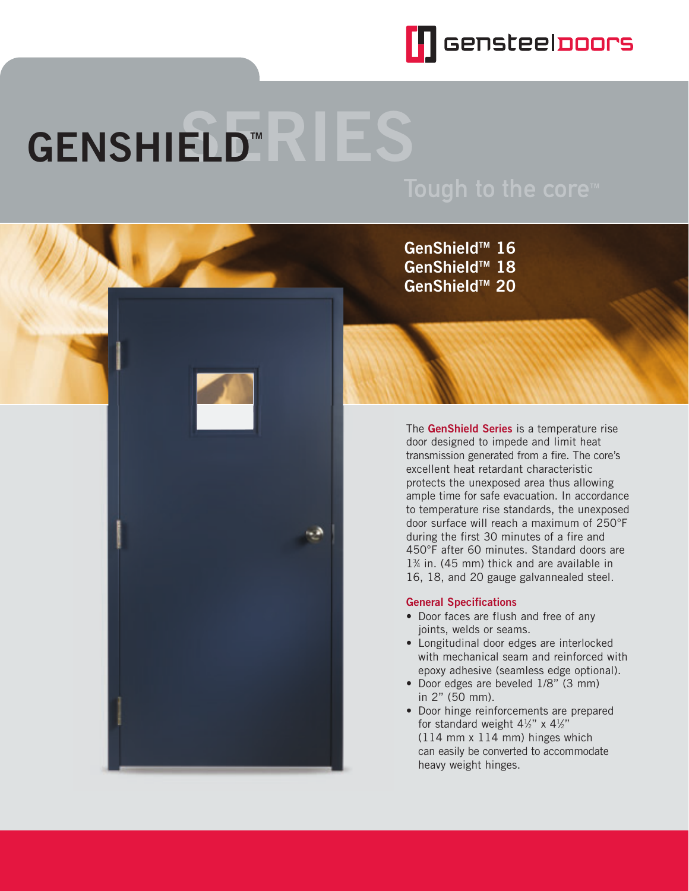gensteeldoors

# GENSHIELD™ SERIES

Tough to the core™

**GenShield™ 16**
**GenShield™ 18**
**GenShield™ 20**

The **GenShield Series** is a temperature rise door designed to impede and limit heat transmission generated from a fire. The core's excellent heat retardant characteristic protects the unexposed area thus allowing ample time for safe evacuation. In accordance to temperature rise standards, the unexposed door surface will reach a maximum of 250°F during the first 30 minutes of a fire and 450°F after 60 minutes. Standard doors are 1¾ in. (45 mm) thick and are available in 16, 18, and 20 gauge galvannealed steel.

### General Specifications

- Door faces are flush and free of any joints, welds or seams.
- Longitudinal door edges are interlocked with mechanical seam and reinforced with epoxy adhesive (seamless edge optional).
- Door edges are beveled 1/8" (3 mm) in 2" (50 mm).
- Door hinge reinforcements are prepared for standard weight 4½" x 4½" (114 mm x 114 mm) hinges which can easily be converted to accommodate heavy weight hinges.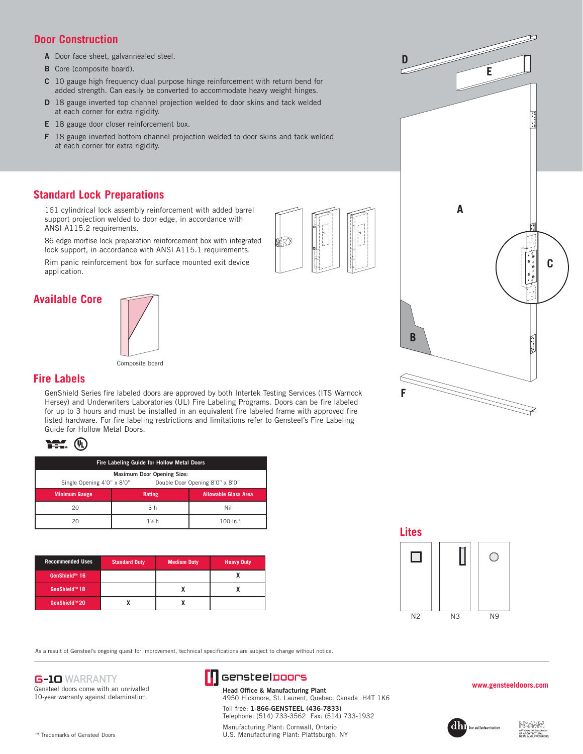## Door Construction

- **A** Door face sheet, galvannealed steel.
- **B** Core (composite board).
- **C** 10 gauge high frequency dual purpose hinge reinforcement with return bend for added strength. Can easily be converted to accommodate heavy weight hinges.
- **D** 18 gauge inverted top channel projection welded to door skins and tack welded at each corner for extra rigidity.
- **E** 18 gauge door closer reinforcement box.
- **F** 18 gauge inverted bottom channel projection welded to door skins and tack welded at each corner for extra rigidity.

D

E

A

C

B

F

## Standard Lock Preparations

161 cylindrical lock assembly reinforcement with added barrel support projection welded to door edge, in accordance with ANSI A115.2 requirements.

86 edge mortise lock preparation reinforcement box with integrated lock support, in accordance with ANSI A115.1 requirements.

Rim panic reinforcement box for surface mounted exit device application.

## Available Core

Composite board

## Fire Labels

GenShield Series fire labeled doors are approved by both Intertek Testing Services (ITS Warnock Hersey) and Underwriters Laboratories (UL) Fire Labeling Programs. Doors can be fire labeled for up to 3 hours and must be installed in an equivalent fire labeled frame with approved fire listed hardware. For fire labeling restrictions and limitations refer to Gensteel's Fire Labeling Guide for Hollow Metal Doors.

| Fire Labeling Guide for Hollow Metal Doors | | |
|---|---|---|
| Maximum Door Opening Size: Single Opening 4'0" x 8'0" Double Door Opening 8'0" x 8'0" | | |
| **Minimum Gauge** | **Rating** | **Allowable Glass Area** |
| 20 | 3 h | Nil |
| 20 | 1½ h | 100 in.² |

| Recommended Uses | Standard Duty | Medium Duty | Heavy Duty |
|---|---|---|---|
| GenShield™ 16 | | | X |
| GenShield™ 18 | | X | X |
| GenShield™ 20 | X | X | |

## Lites

N2 N3 N9

As a result of Gensteel's ongoing quest for improvement, technical specifications are subject to change without notice.

**G-10 WARRANTY**
Gensteel doors come with an unrivalled 10-year warranty against delamination.

™ Trademarks of Gensteel Doors

**gensteeldoors**

**Head Office & Manufacturing Plant**
4950 Hickmore, St. Laurent, Quebec, Canada H4T 1K6

Toll free: **1-866-GENSTEEL (436-7833)**
Telephone: (514) 733-3562 Fax: (514) 733-1932

Manufacturing Plant: Cornwall, Ontario
U.S. Manufacturing Plant: Plattsburgh, NY

**www.gensteeldoors.com**